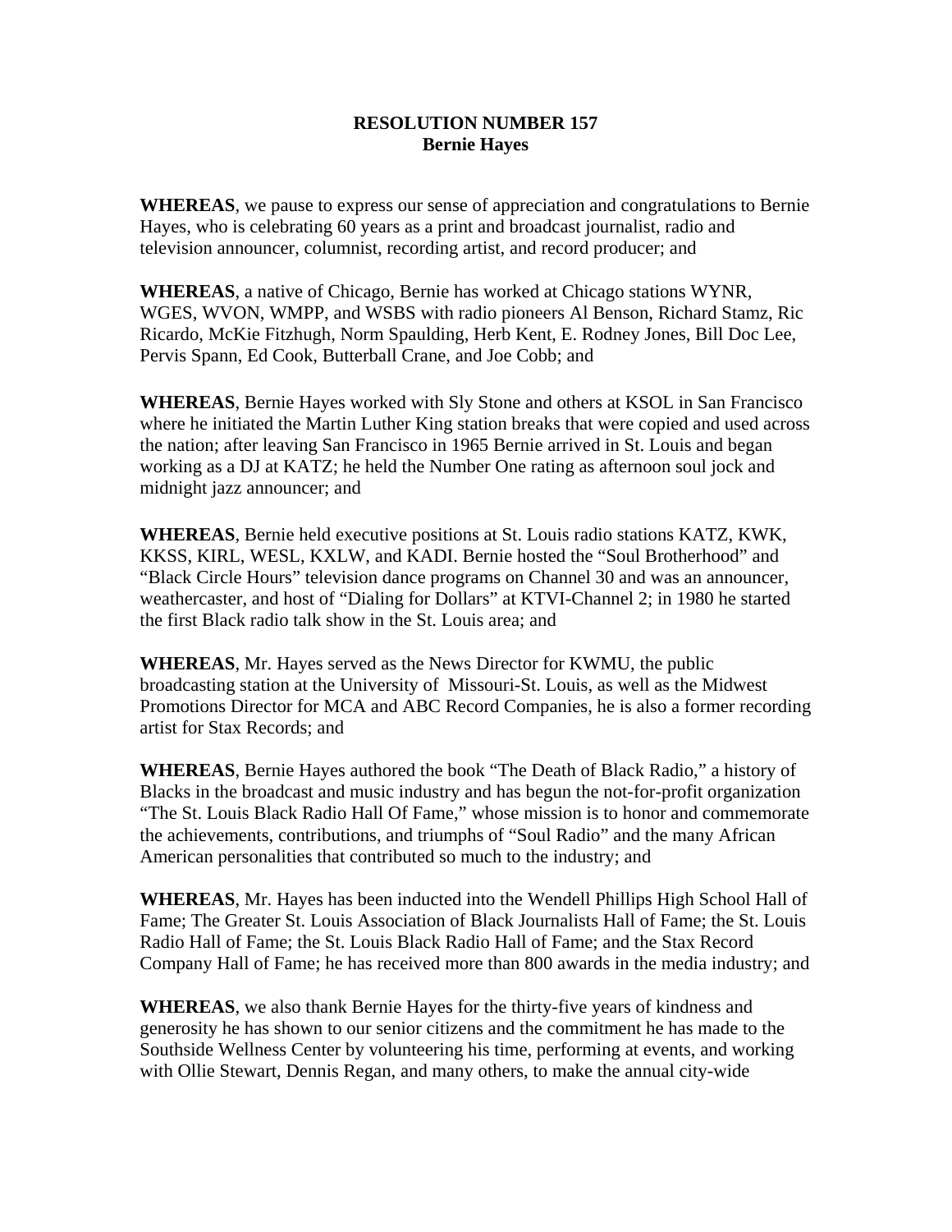**RESOLUTION NUMBER 157**
**Bernie Hayes**

**WHEREAS**, we pause to express our sense of appreciation and congratulations to Bernie Hayes, who is celebrating 60 years as a print and broadcast journalist, radio and television announcer, columnist, recording artist, and record producer; and

**WHEREAS**, a native of Chicago, Bernie has worked at Chicago stations WYNR, WGES, WVON, WMPP, and WSBS with radio pioneers Al Benson, Richard Stamz, Ric Ricardo, McKie Fitzhugh, Norm Spaulding, Herb Kent, E. Rodney Jones, Bill Doc Lee, Pervis Spann, Ed Cook, Butterball Crane, and Joe Cobb; and

**WHEREAS**, Bernie Hayes worked with Sly Stone and others at KSOL in San Francisco where he initiated the Martin Luther King station breaks that were copied and used across the nation; after leaving San Francisco in 1965 Bernie arrived in St. Louis and began working as a DJ at KATZ; he held the Number One rating as afternoon soul jock and midnight jazz announcer; and

**WHEREAS**, Bernie held executive positions at St. Louis radio stations KATZ, KWK, KKSS, KIRL, WESL, KXLW, and KADI. Bernie hosted the "Soul Brotherhood" and "Black Circle Hours" television dance programs on Channel 30 and was an announcer, weathercaster, and host of "Dialing for Dollars" at KTVI-Channel 2; in 1980 he started the first Black radio talk show in the St. Louis area; and

**WHEREAS**, Mr. Hayes served as the News Director for KWMU, the public broadcasting station at the University of Missouri-St. Louis, as well as the Midwest Promotions Director for MCA and ABC Record Companies, he is also a former recording artist for Stax Records; and

**WHEREAS**, Bernie Hayes authored the book "The Death of Black Radio," a history of Blacks in the broadcast and music industry and has begun the not-for-profit organization "The St. Louis Black Radio Hall Of Fame," whose mission is to honor and commemorate the achievements, contributions, and triumphs of "Soul Radio" and the many African American personalities that contributed so much to the industry; and

**WHEREAS**, Mr. Hayes has been inducted into the Wendell Phillips High School Hall of Fame; The Greater St. Louis Association of Black Journalists Hall of Fame; the St. Louis Radio Hall of Fame; the St. Louis Black Radio Hall of Fame; and the Stax Record Company Hall of Fame; he has received more than 800 awards in the media industry; and

**WHEREAS**, we also thank Bernie Hayes for the thirty-five years of kindness and generosity he has shown to our senior citizens and the commitment he has made to the Southside Wellness Center by volunteering his time, performing at events, and working with Ollie Stewart, Dennis Regan, and many others, to make the annual city-wide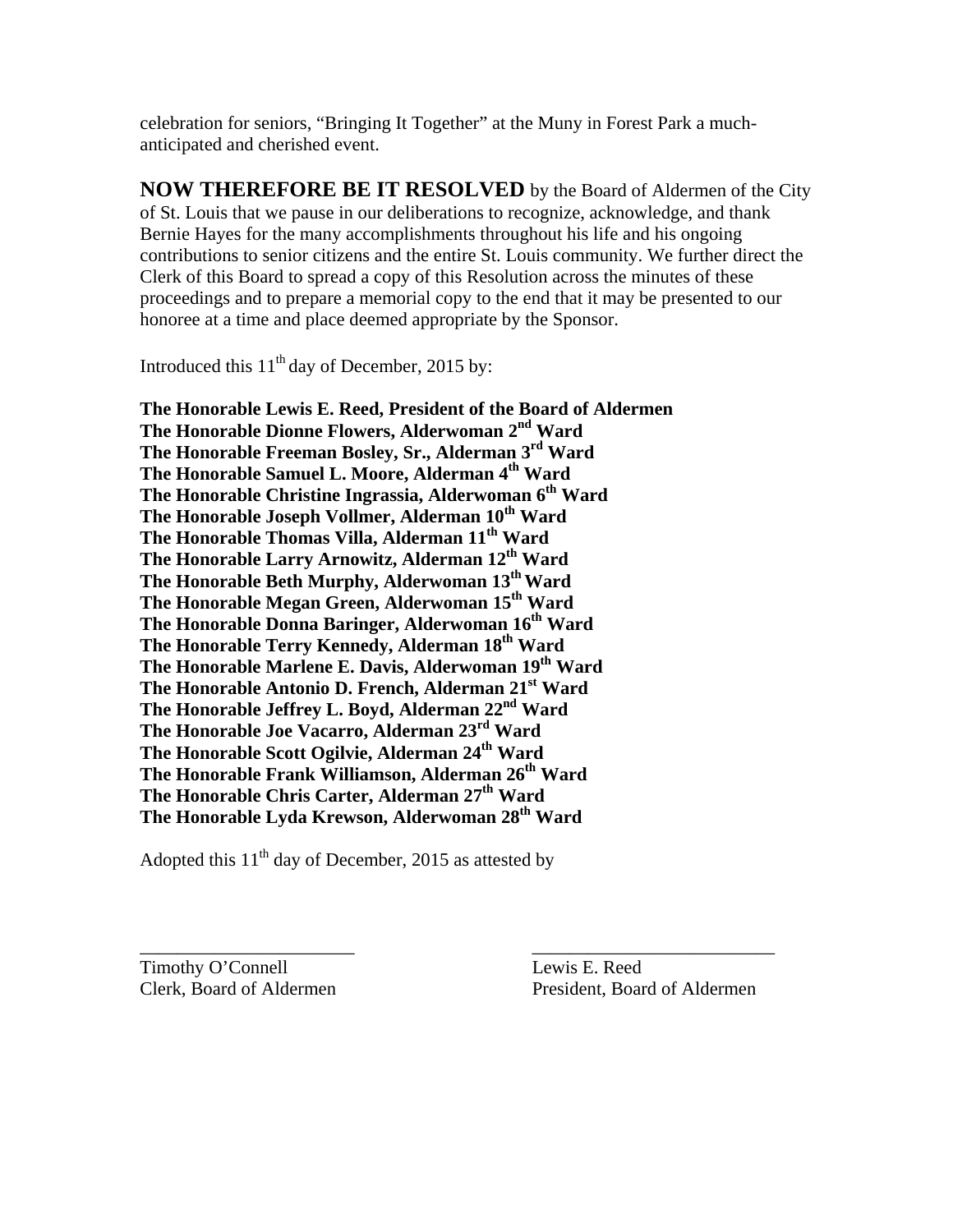celebration for seniors, "Bringing It Together" at the Muny in Forest Park a much-anticipated and cherished event.

**NOW THEREFORE BE IT RESOLVED** by the Board of Aldermen of the City of St. Louis that we pause in our deliberations to recognize, acknowledge, and thank Bernie Hayes for the many accomplishments throughout his life and his ongoing contributions to senior citizens and the entire St. Louis community. We further direct the Clerk of this Board to spread a copy of this Resolution across the minutes of these proceedings and to prepare a memorial copy to the end that it may be presented to our honoree at a time and place deemed appropriate by the Sponsor.

Introduced this 11th day of December, 2015 by:

**The Honorable Lewis E. Reed, President of the Board of Aldermen**
**The Honorable Dionne Flowers, Alderwoman 2nd Ward**
**The Honorable Freeman Bosley, Sr., Alderman 3rd Ward**
**The Honorable Samuel L. Moore, Alderman 4th Ward**
**The Honorable Christine Ingrassia, Alderwoman 6th Ward**
**The Honorable Joseph Vollmer, Alderman 10th Ward**
**The Honorable Thomas Villa, Alderman 11th Ward**
**The Honorable Larry Arnowitz, Alderman 12th Ward**
**The Honorable Beth Murphy, Alderwoman 13th Ward**
**The Honorable Megan Green, Alderwoman 15th Ward**
**The Honorable Donna Baringer, Alderwoman 16th Ward**
**The Honorable Terry Kennedy, Alderman 18th Ward**
**The Honorable Marlene E. Davis, Alderwoman 19th Ward**
**The Honorable Antonio D. French, Alderman 21st Ward**
**The Honorable Jeffrey L. Boyd, Alderman 22nd Ward**
**The Honorable Joe Vacarro, Alderman 23rd Ward**
**The Honorable Scott Ogilvie, Alderman 24th Ward**
**The Honorable Frank Williamson, Alderman 26th Ward**
**The Honorable Chris Carter, Alderman 27th Ward**
**The Honorable Lyda Krewson, Alderwoman 28th Ward**

Adopted this 11th day of December, 2015 as attested by

_______________________ _______________________

Timothy O'Connell
Clerk, Board of Aldermen

Lewis E. Reed
President, Board of Aldermen